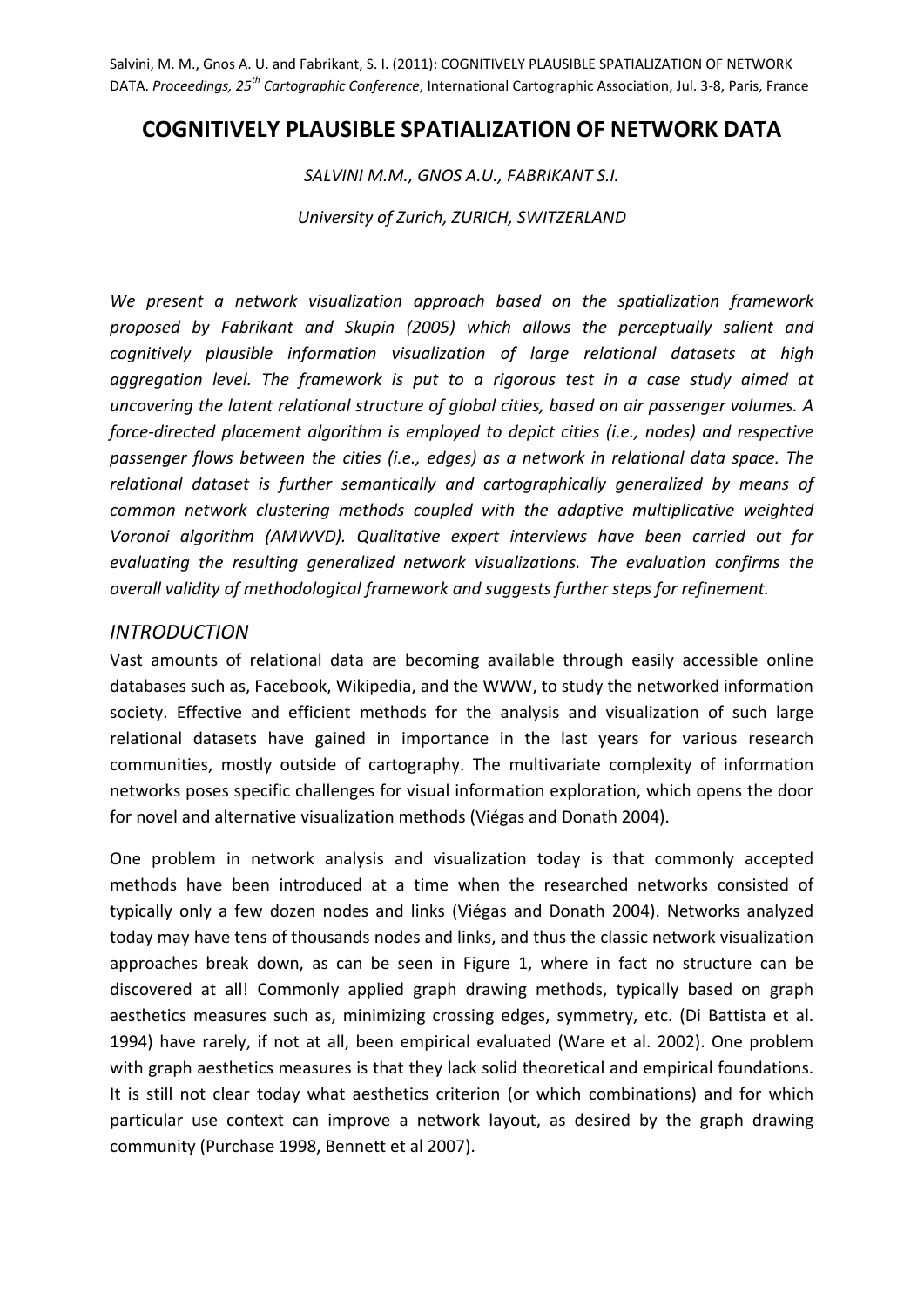# COGNITIVELY PLAUSIBLE SPATIALIZATION OF NETWORK DATA

*SALVINI M.M., GNOS A.U., FABRIKANT S.I.*

*University of Zurich, ZURICH, SWITZERLAND*

*We present a network visualization approach based on the spatialization framework proposed by Fabrikant and Skupin (2005) which allows the perceptually salient and cognitively plausible information visualization of large relational datasets at high aggregation level. The framework is put to a rigorous test in a case study aimed at uncovering the latent relational structure of global cities, based on air passenger volumes. A force-directed placement algorithm is employed to depict cities (i.e., nodes) and respective passenger flows between the cities (i.e., edges) as a network in relational data space. The relational dataset is further semantically and cartographically generalized by means of common network clustering methods coupled with the adaptive multiplicative weighted Voronoi algorithm (AMWVD). Qualitative expert interviews have been carried out for evaluating the resulting generalized network visualizations. The evaluation confirms the overall validity of methodological framework and suggests further steps for refinement.*

## *INTRODUCTION*

Vast amounts of relational data are becoming available through easily accessible online databases such as, Facebook, Wikipedia, and the WWW, to study the networked information society. Effective and efficient methods for the analysis and visualization of such large relational datasets have gained in importance in the last years for various research communities, mostly outside of cartography. The multivariate complexity of information networks poses specific challenges for visual information exploration, which opens the door for novel and alternative visualization methods (Viégas and Donath 2004).

One problem in network analysis and visualization today is that commonly accepted methods have been introduced at a time when the researched networks consisted of typically only a few dozen nodes and links (Viégas and Donath 2004). Networks analyzed today may have tens of thousands nodes and links, and thus the classic network visualization approaches break down, as can be seen in Figure 1, where in fact no structure can be discovered at all! Commonly applied graph drawing methods, typically based on graph aesthetics measures such as, minimizing crossing edges, symmetry, etc. (Di Battista et al. 1994) have rarely, if not at all, been empirical evaluated (Ware et al. 2002). One problem with graph aesthetics measures is that they lack solid theoretical and empirical foundations. It is still not clear today what aesthetics criterion (or which combinations) and for which particular use context can improve a network layout, as desired by the graph drawing community (Purchase 1998, Bennett et al 2007).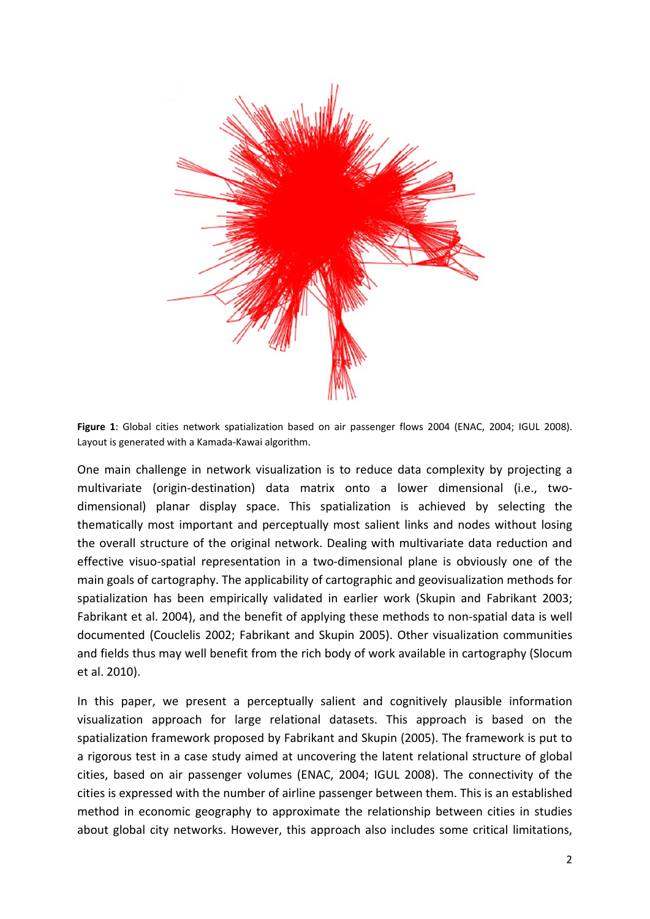**Figure 1**: Global cities network spatialization based on air passenger flows 2004 (ENAC, 2004; IGUL 2008). Layout is generated with a Kamada-Kawai algorithm.

One main challenge in network visualization is to reduce data complexity by projecting a multivariate (origin-destination) data matrix onto a lower dimensional (i.e., two-dimensional) planar display space. This spatialization is achieved by selecting the thematically most important and perceptually most salient links and nodes without losing the overall structure of the original network. Dealing with multivariate data reduction and effective visuo-spatial representation in a two-dimensional plane is obviously one of the main goals of cartography. The applicability of cartographic and geovisualization methods for spatialization has been empirically validated in earlier work (Skupin and Fabrikant 2003; Fabrikant et al. 2004), and the benefit of applying these methods to non-spatial data is well documented (Couclelis 2002; Fabrikant and Skupin 2005). Other visualization communities and fields thus may well benefit from the rich body of work available in cartography (Slocum et al. 2010).

In this paper, we present a perceptually salient and cognitively plausible information visualization approach for large relational datasets. This approach is based on the spatialization framework proposed by Fabrikant and Skupin (2005). The framework is put to a rigorous test in a case study aimed at uncovering the latent relational structure of global cities, based on air passenger volumes (ENAC, 2004; IGUL 2008). The connectivity of the cities is expressed with the number of airline passenger between them. This is an established method in economic geography to approximate the relationship between cities in studies about global city networks. However, this approach also includes some critical limitations,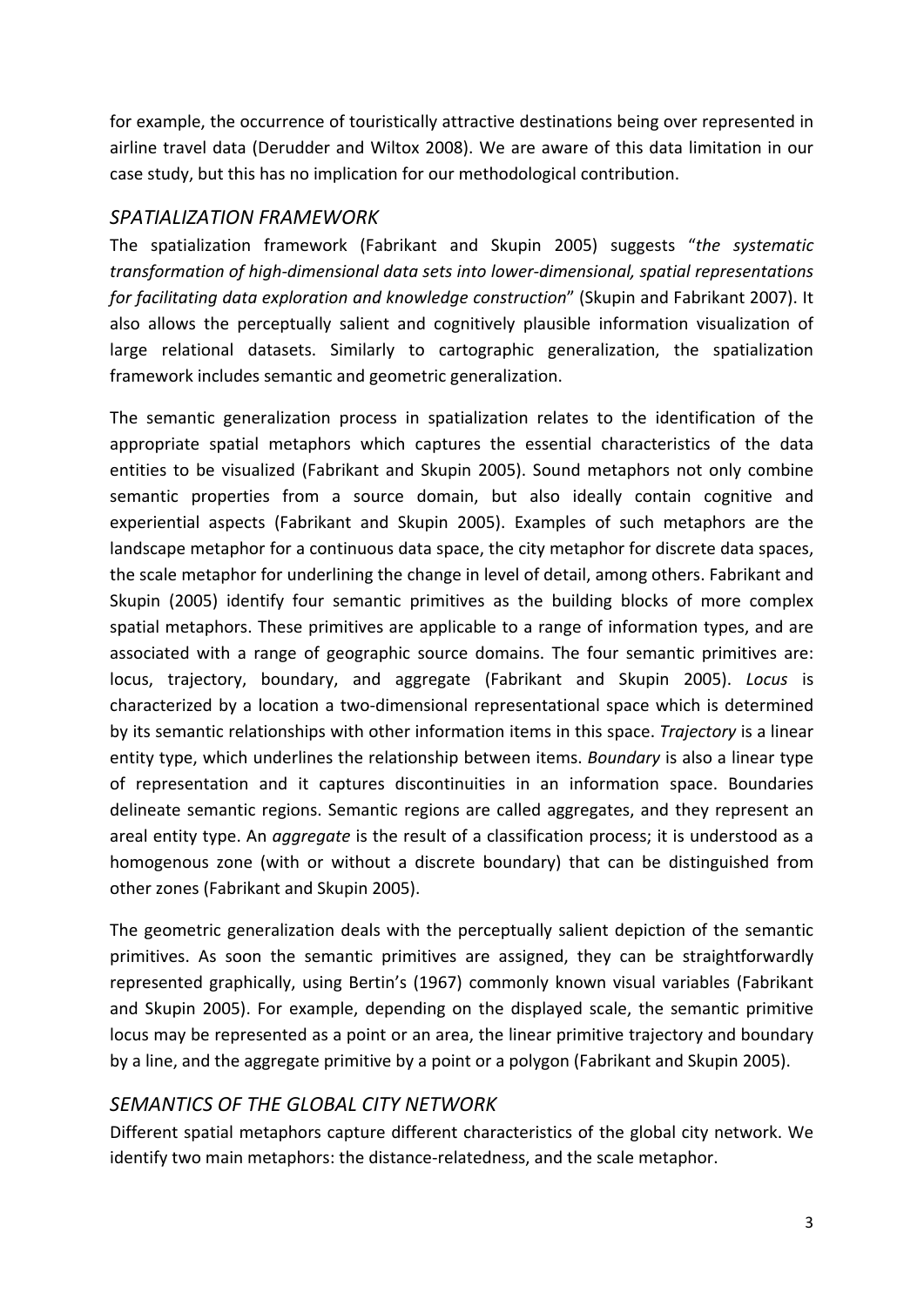for example, the occurrence of touristically attractive destinations being over represented in airline travel data (Derudder and Wiltox 2008). We are aware of this data limitation in our case study, but this has no implication for our methodological contribution.

## *SPATIALIZATION FRAMEWORK*

The spatialization framework (Fabrikant and Skupin 2005) suggests "*the systematic transformation of high-dimensional data sets into lower-dimensional, spatial representations for facilitating data exploration and knowledge construction*" (Skupin and Fabrikant 2007). It also allows the perceptually salient and cognitively plausible information visualization of large relational datasets. Similarly to cartographic generalization, the spatialization framework includes semantic and geometric generalization.

The semantic generalization process in spatialization relates to the identification of the appropriate spatial metaphors which captures the essential characteristics of the data entities to be visualized (Fabrikant and Skupin 2005). Sound metaphors not only combine semantic properties from a source domain, but also ideally contain cognitive and experiential aspects (Fabrikant and Skupin 2005). Examples of such metaphors are the landscape metaphor for a continuous data space, the city metaphor for discrete data spaces, the scale metaphor for underlining the change in level of detail, among others. Fabrikant and Skupin (2005) identify four semantic primitives as the building blocks of more complex spatial metaphors. These primitives are applicable to a range of information types, and are associated with a range of geographic source domains. The four semantic primitives are: locus, trajectory, boundary, and aggregate (Fabrikant and Skupin 2005). *Locus* is characterized by a location a two-dimensional representational space which is determined by its semantic relationships with other information items in this space. *Trajectory* is a linear entity type, which underlines the relationship between items. *Boundary* is also a linear type of representation and it captures discontinuities in an information space. Boundaries delineate semantic regions. Semantic regions are called aggregates, and they represent an areal entity type. An *aggregate* is the result of a classification process; it is understood as a homogenous zone (with or without a discrete boundary) that can be distinguished from other zones (Fabrikant and Skupin 2005).

The geometric generalization deals with the perceptually salient depiction of the semantic primitives. As soon the semantic primitives are assigned, they can be straightforwardly represented graphically, using Bertin's (1967) commonly known visual variables (Fabrikant and Skupin 2005). For example, depending on the displayed scale, the semantic primitive locus may be represented as a point or an area, the linear primitive trajectory and boundary by a line, and the aggregate primitive by a point or a polygon (Fabrikant and Skupin 2005).

## *SEMANTICS OF THE GLOBAL CITY NETWORK*

Different spatial metaphors capture different characteristics of the global city network. We identify two main metaphors: the distance-relatedness, and the scale metaphor.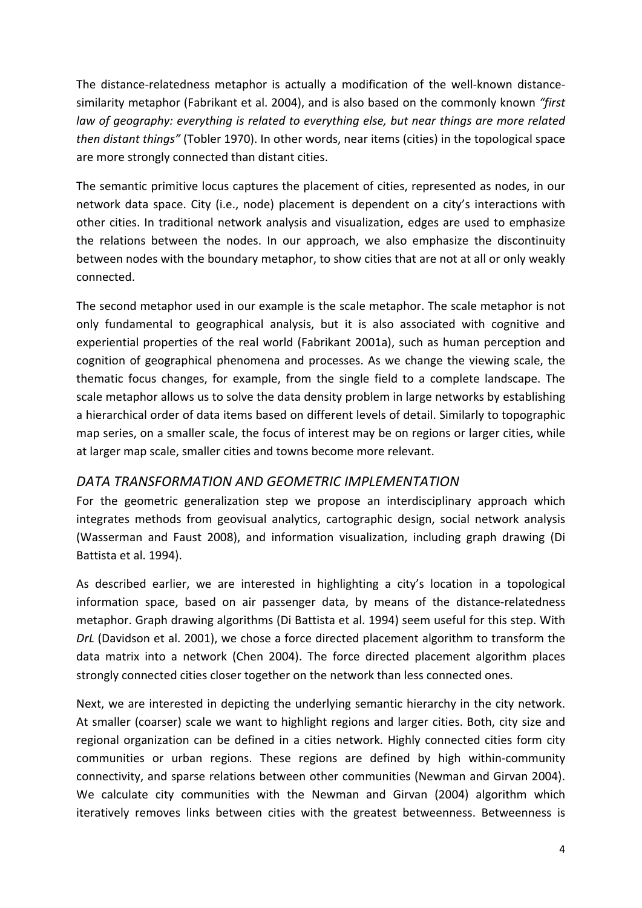The distance-relatedness metaphor is actually a modification of the well-known distance-similarity metaphor (Fabrikant et al. 2004), and is also based on the commonly known *"first law of geography: everything is related to everything else, but near things are more related then distant things"* (Tobler 1970). In other words, near items (cities) in the topological space are more strongly connected than distant cities.

The semantic primitive locus captures the placement of cities, represented as nodes, in our network data space. City (i.e., node) placement is dependent on a city's interactions with other cities. In traditional network analysis and visualization, edges are used to emphasize the relations between the nodes. In our approach, we also emphasize the discontinuity between nodes with the boundary metaphor, to show cities that are not at all or only weakly connected.

The second metaphor used in our example is the scale metaphor. The scale metaphor is not only fundamental to geographical analysis, but it is also associated with cognitive and experiential properties of the real world (Fabrikant 2001a), such as human perception and cognition of geographical phenomena and processes. As we change the viewing scale, the thematic focus changes, for example, from the single field to a complete landscape. The scale metaphor allows us to solve the data density problem in large networks by establishing a hierarchical order of data items based on different levels of detail. Similarly to topographic map series, on a smaller scale, the focus of interest may be on regions or larger cities, while at larger map scale, smaller cities and towns become more relevant.

## *DATA TRANSFORMATION AND GEOMETRIC IMPLEMENTATION*

For the geometric generalization step we propose an interdisciplinary approach which integrates methods from geovisual analytics, cartographic design, social network analysis (Wasserman and Faust 2008), and information visualization, including graph drawing (Di Battista et al. 1994).

As described earlier, we are interested in highlighting a city's location in a topological information space, based on air passenger data, by means of the distance-relatedness metaphor. Graph drawing algorithms (Di Battista et al. 1994) seem useful for this step. With *DrL* (Davidson et al. 2001), we chose a force directed placement algorithm to transform the data matrix into a network (Chen 2004). The force directed placement algorithm places strongly connected cities closer together on the network than less connected ones.

Next, we are interested in depicting the underlying semantic hierarchy in the city network. At smaller (coarser) scale we want to highlight regions and larger cities. Both, city size and regional organization can be defined in a cities network. Highly connected cities form city communities or urban regions. These regions are defined by high within-community connectivity, and sparse relations between other communities (Newman and Girvan 2004). We calculate city communities with the Newman and Girvan (2004) algorithm which iteratively removes links between cities with the greatest betweenness. Betweenness is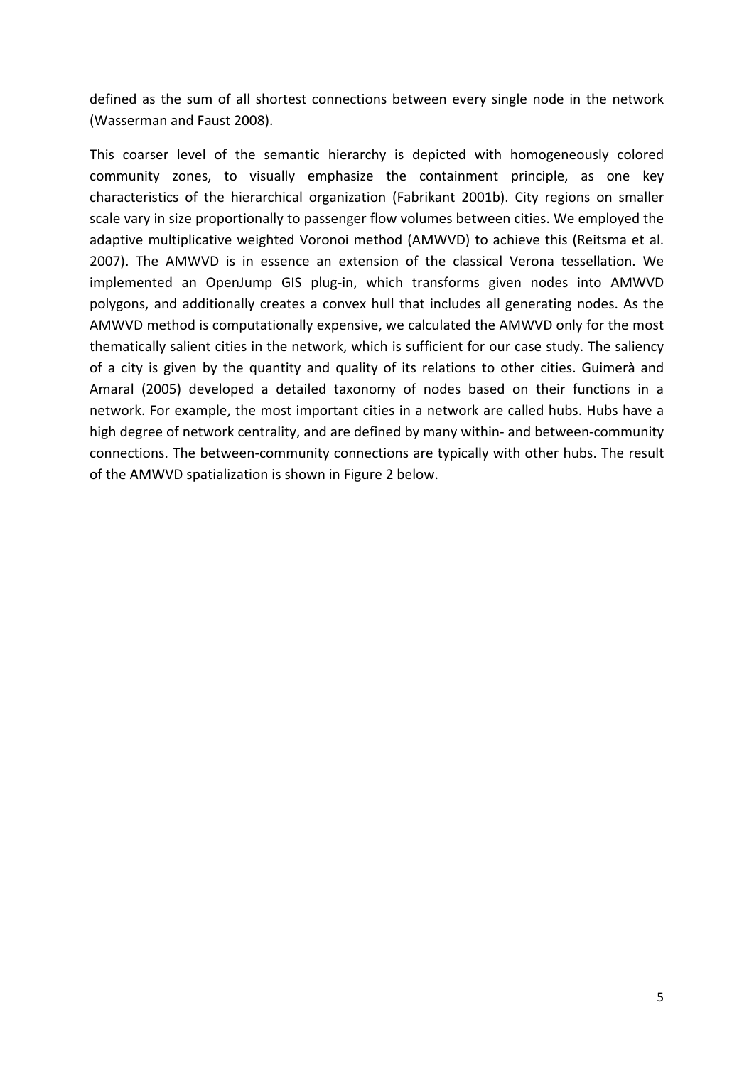defined as the sum of all shortest connections between every single node in the network (Wasserman and Faust 2008).

This coarser level of the semantic hierarchy is depicted with homogeneously colored community zones, to visually emphasize the containment principle, as one key characteristics of the hierarchical organization (Fabrikant 2001b). City regions on smaller scale vary in size proportionally to passenger flow volumes between cities. We employed the adaptive multiplicative weighted Voronoi method (AMWVD) to achieve this (Reitsma et al. 2007). The AMWVD is in essence an extension of the classical Verona tessellation. We implemented an OpenJump GIS plug-in, which transforms given nodes into AMWVD polygons, and additionally creates a convex hull that includes all generating nodes. As the AMWVD method is computationally expensive, we calculated the AMWVD only for the most thematically salient cities in the network, which is sufficient for our case study. The saliency of a city is given by the quantity and quality of its relations to other cities. Guimerà and Amaral (2005) developed a detailed taxonomy of nodes based on their functions in a network. For example, the most important cities in a network are called hubs. Hubs have a high degree of network centrality, and are defined by many within- and between-community connections. The between-community connections are typically with other hubs. The result of the AMWVD spatialization is shown in Figure 2 below.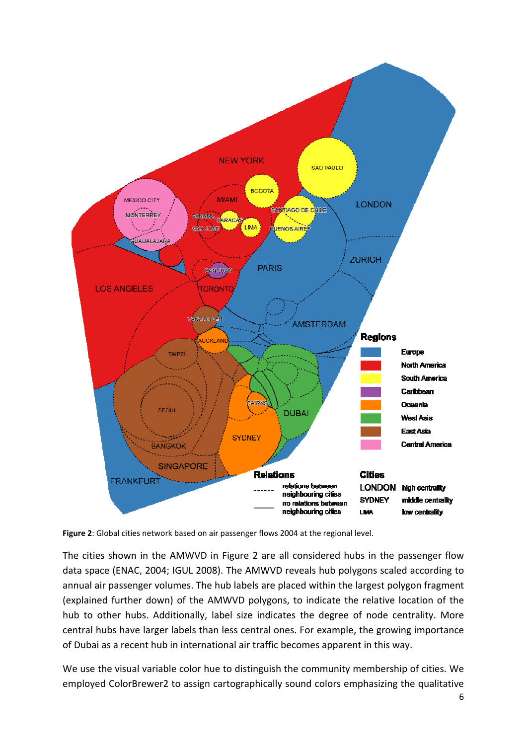**Figure 2**: Global cities network based on air passenger flows 2004 at the regional level.

The cities shown in the AMWVD in Figure 2 are all considered hubs in the passenger flow data space (ENAC, 2004; IGUL 2008). The AMWVD reveals hub polygons scaled according to annual air passenger volumes. The hub labels are placed within the largest polygon fragment (explained further down) of the AMWVD polygons, to indicate the relative location of the hub to other hubs. Additionally, label size indicates the degree of node centrality. More central hubs have larger labels than less central ones. For example, the growing importance of Dubai as a recent hub in international air traffic becomes apparent in this way.

We use the visual variable color hue to distinguish the community membership of cities. We employed ColorBrewer2 to assign cartographically sound colors emphasizing the qualitative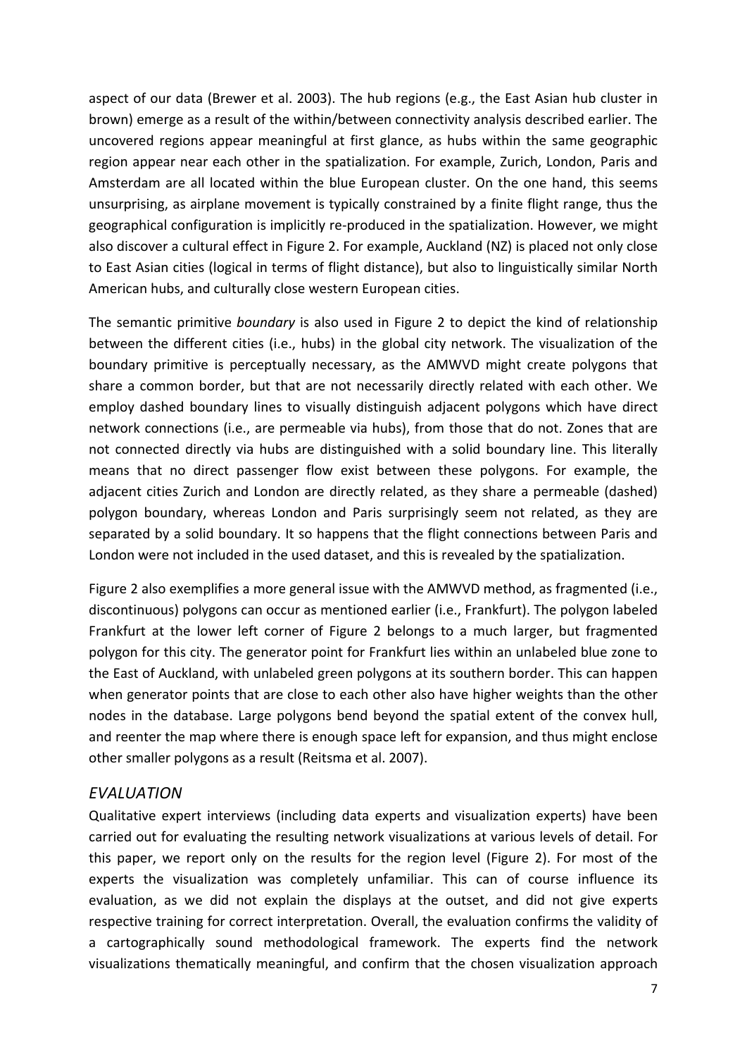aspect of our data (Brewer et al. 2003). The hub regions (e.g., the East Asian hub cluster in brown) emerge as a result of the within/between connectivity analysis described earlier. The uncovered regions appear meaningful at first glance, as hubs within the same geographic region appear near each other in the spatialization. For example, Zurich, London, Paris and Amsterdam are all located within the blue European cluster. On the one hand, this seems unsurprising, as airplane movement is typically constrained by a finite flight range, thus the geographical configuration is implicitly re-produced in the spatialization. However, we might also discover a cultural effect in Figure 2. For example, Auckland (NZ) is placed not only close to East Asian cities (logical in terms of flight distance), but also to linguistically similar North American hubs, and culturally close western European cities.

The semantic primitive *boundary* is also used in Figure 2 to depict the kind of relationship between the different cities (i.e., hubs) in the global city network. The visualization of the boundary primitive is perceptually necessary, as the AMWVD might create polygons that share a common border, but that are not necessarily directly related with each other. We employ dashed boundary lines to visually distinguish adjacent polygons which have direct network connections (i.e., are permeable via hubs), from those that do not. Zones that are not connected directly via hubs are distinguished with a solid boundary line. This literally means that no direct passenger flow exist between these polygons. For example, the adjacent cities Zurich and London are directly related, as they share a permeable (dashed) polygon boundary, whereas London and Paris surprisingly seem not related, as they are separated by a solid boundary. It so happens that the flight connections between Paris and London were not included in the used dataset, and this is revealed by the spatialization.

Figure 2 also exemplifies a more general issue with the AMWVD method, as fragmented (i.e., discontinuous) polygons can occur as mentioned earlier (i.e., Frankfurt). The polygon labeled Frankfurt at the lower left corner of Figure 2 belongs to a much larger, but fragmented polygon for this city. The generator point for Frankfurt lies within an unlabeled blue zone to the East of Auckland, with unlabeled green polygons at its southern border. This can happen when generator points that are close to each other also have higher weights than the other nodes in the database. Large polygons bend beyond the spatial extent of the convex hull, and reenter the map where there is enough space left for expansion, and thus might enclose other smaller polygons as a result (Reitsma et al. 2007).

## *EVALUATION*

Qualitative expert interviews (including data experts and visualization experts) have been carried out for evaluating the resulting network visualizations at various levels of detail. For this paper, we report only on the results for the region level (Figure 2). For most of the experts the visualization was completely unfamiliar. This can of course influence its evaluation, as we did not explain the displays at the outset, and did not give experts respective training for correct interpretation. Overall, the evaluation confirms the validity of a cartographically sound methodological framework. The experts find the network visualizations thematically meaningful, and confirm that the chosen visualization approach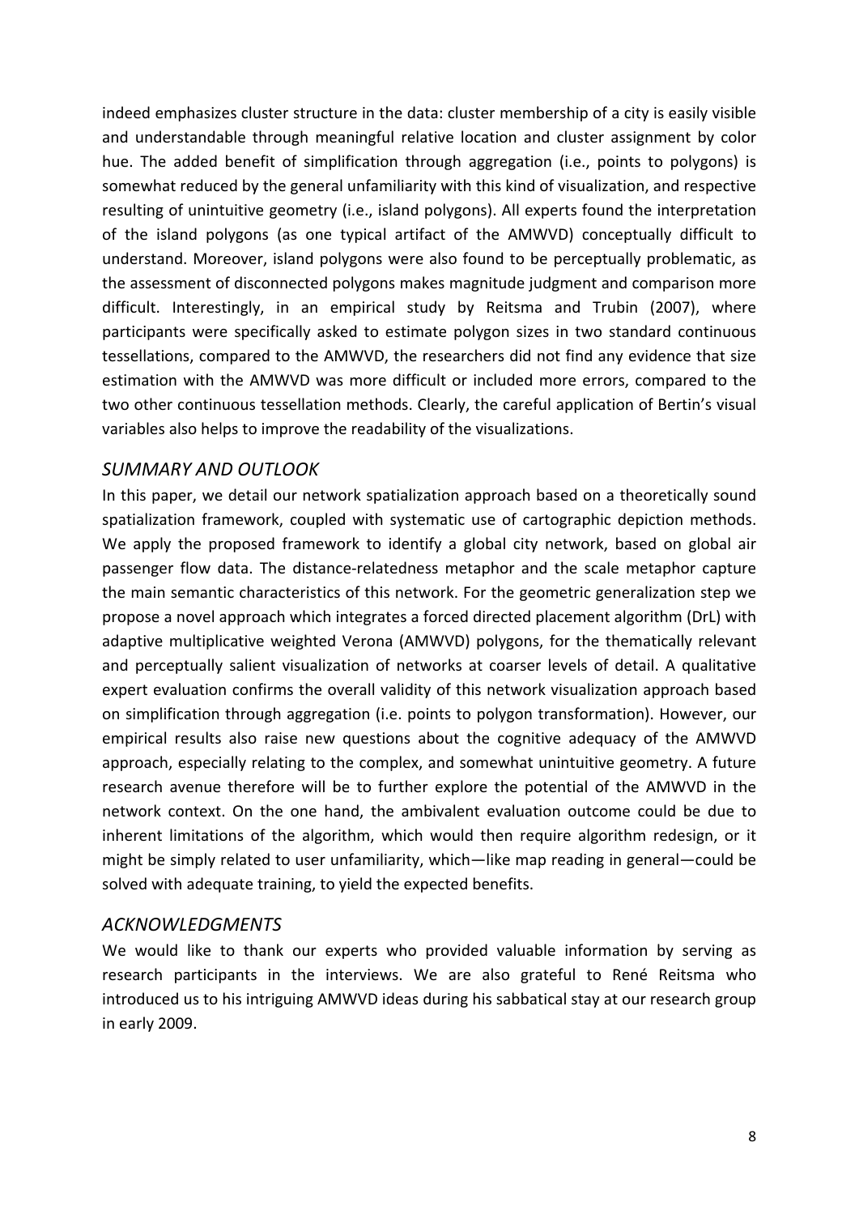indeed emphasizes cluster structure in the data: cluster membership of a city is easily visible and understandable through meaningful relative location and cluster assignment by color hue. The added benefit of simplification through aggregation (i.e., points to polygons) is somewhat reduced by the general unfamiliarity with this kind of visualization, and respective resulting of unintuitive geometry (i.e., island polygons). All experts found the interpretation of the island polygons (as one typical artifact of the AMWVD) conceptually difficult to understand. Moreover, island polygons were also found to be perceptually problematic, as the assessment of disconnected polygons makes magnitude judgment and comparison more difficult. Interestingly, in an empirical study by Reitsma and Trubin (2007), where participants were specifically asked to estimate polygon sizes in two standard continuous tessellations, compared to the AMWVD, the researchers did not find any evidence that size estimation with the AMWVD was more difficult or included more errors, compared to the two other continuous tessellation methods. Clearly, the careful application of Bertin's visual variables also helps to improve the readability of the visualizations.

## *SUMMARY AND OUTLOOK*

In this paper, we detail our network spatialization approach based on a theoretically sound spatialization framework, coupled with systematic use of cartographic depiction methods. We apply the proposed framework to identify a global city network, based on global air passenger flow data. The distance-relatedness metaphor and the scale metaphor capture the main semantic characteristics of this network. For the geometric generalization step we propose a novel approach which integrates a forced directed placement algorithm (DrL) with adaptive multiplicative weighted Verona (AMWVD) polygons, for the thematically relevant and perceptually salient visualization of networks at coarser levels of detail. A qualitative expert evaluation confirms the overall validity of this network visualization approach based on simplification through aggregation (i.e. points to polygon transformation). However, our empirical results also raise new questions about the cognitive adequacy of the AMWVD approach, especially relating to the complex, and somewhat unintuitive geometry. A future research avenue therefore will be to further explore the potential of the AMWVD in the network context. On the one hand, the ambivalent evaluation outcome could be due to inherent limitations of the algorithm, which would then require algorithm redesign, or it might be simply related to user unfamiliarity, which—like map reading in general—could be solved with adequate training, to yield the expected benefits.

## *ACKNOWLEDGMENTS*

We would like to thank our experts who provided valuable information by serving as research participants in the interviews. We are also grateful to René Reitsma who introduced us to his intriguing AMWVD ideas during his sabbatical stay at our research group in early 2009.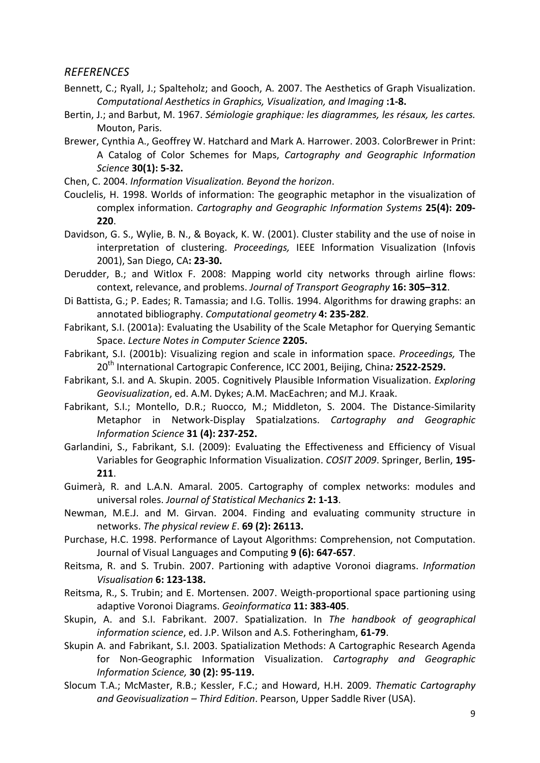## *REFERENCES*

Bennett, C.; Ryall, J.; Spalteholz; and Gooch, A. 2007. The Aesthetics of Graph Visualization. *Computational Aesthetics in Graphics, Visualization, and Imaging* **:1-8.**

Bertin, J.; and Barbut, M. 1967. *Sémiologie graphique: les diagrammes, les résaux, les cartes.* Mouton, Paris.

Brewer, Cynthia A., Geoffrey W. Hatchard and Mark A. Harrower. 2003. ColorBrewer in Print: A Catalog of Color Schemes for Maps, *Cartography and Geographic Information Science* **30(1): 5-32.**

Chen, C. 2004. *Information Visualization. Beyond the horizon*.

Couclelis, H. 1998. Worlds of information: The geographic metaphor in the visualization of complex information. *Cartography and Geographic Information Systems* **25(4): 209-220**.

Davidson, G. S., Wylie, B. N., & Boyack, K. W. (2001). Cluster stability and the use of noise in interpretation of clustering. *Proceedings,* IEEE Information Visualization (Infovis 2001), San Diego, CA**: 23-30.**

Derudder, B.; and Witlox F. 2008: Mapping world city networks through airline flows: context, relevance, and problems. *Journal of Transport Geography* **16: 305–312**.

Di Battista, G.; P. Eades; R. Tamassia; and I.G. Tollis. 1994. Algorithms for drawing graphs: an annotated bibliography. *Computational geometry* **4: 235-282**.

Fabrikant, S.I. (2001a): Evaluating the Usability of the Scale Metaphor for Querying Semantic Space. *Lecture Notes in Computer Science* **2205.**

Fabrikant, S.I. (2001b): Visualizing region and scale in information space. *Proceedings,* The 20th International Cartograpic Conference, ICC 2001, Beijing, China***:* 2522-2529.**

Fabrikant, S.I. and A. Skupin. 2005. Cognitively Plausible Information Visualization. *Exploring Geovisualization*, ed. A.M. Dykes; A.M. MacEachren; and M.J. Kraak.

Fabrikant, S.I.; Montello, D.R.; Ruocco, M.; Middleton, S. 2004. The Distance-Similarity Metaphor in Network-Display Spatialzations. *Cartography and Geographic Information Science* **31 (4): 237-252.**

Garlandini, S., Fabrikant, S.I. (2009): Evaluating the Effectiveness and Efficiency of Visual Variables for Geographic Information Visualization. *COSIT 2009*. Springer, Berlin, **195-211**.

Guimerà, R. and L.A.N. Amaral. 2005. Cartography of complex networks: modules and universal roles. *Journal of Statistical Mechanics* **2: 1-13**.

Newman, M.E.J. and M. Girvan. 2004. Finding and evaluating community structure in networks. *The physical review E*. **69 (2): 26113.**

Purchase, H.C. 1998. Performance of Layout Algorithms: Comprehension, not Computation. Journal of Visual Languages and Computing **9 (6): 647-657**.

Reitsma, R. and S. Trubin. 2007. Partioning with adaptive Voronoi diagrams. *Information Visualisation* **6: 123-138.**

Reitsma, R., S. Trubin; and E. Mortensen. 2007. Weigth-proportional space partioning using adaptive Voronoi Diagrams. *Geoinformatica* **11: 383-405**.

Skupin, A. and S.I. Fabrikant. 2007. Spatialization. In *The handbook of geographical information science*, ed. J.P. Wilson and A.S. Fotheringham, **61-79**.

Skupin A. and Fabrikant, S.I. 2003. Spatialization Methods: A Cartographic Research Agenda for Non-Geographic Information Visualization. *Cartography and Geographic Information Science,* **30 (2): 95-119.**

Slocum T.A.; McMaster, R.B.; Kessler, F.C.; and Howard, H.H. 2009. *Thematic Cartography and Geovisualization – Third Edition*. Pearson, Upper Saddle River (USA).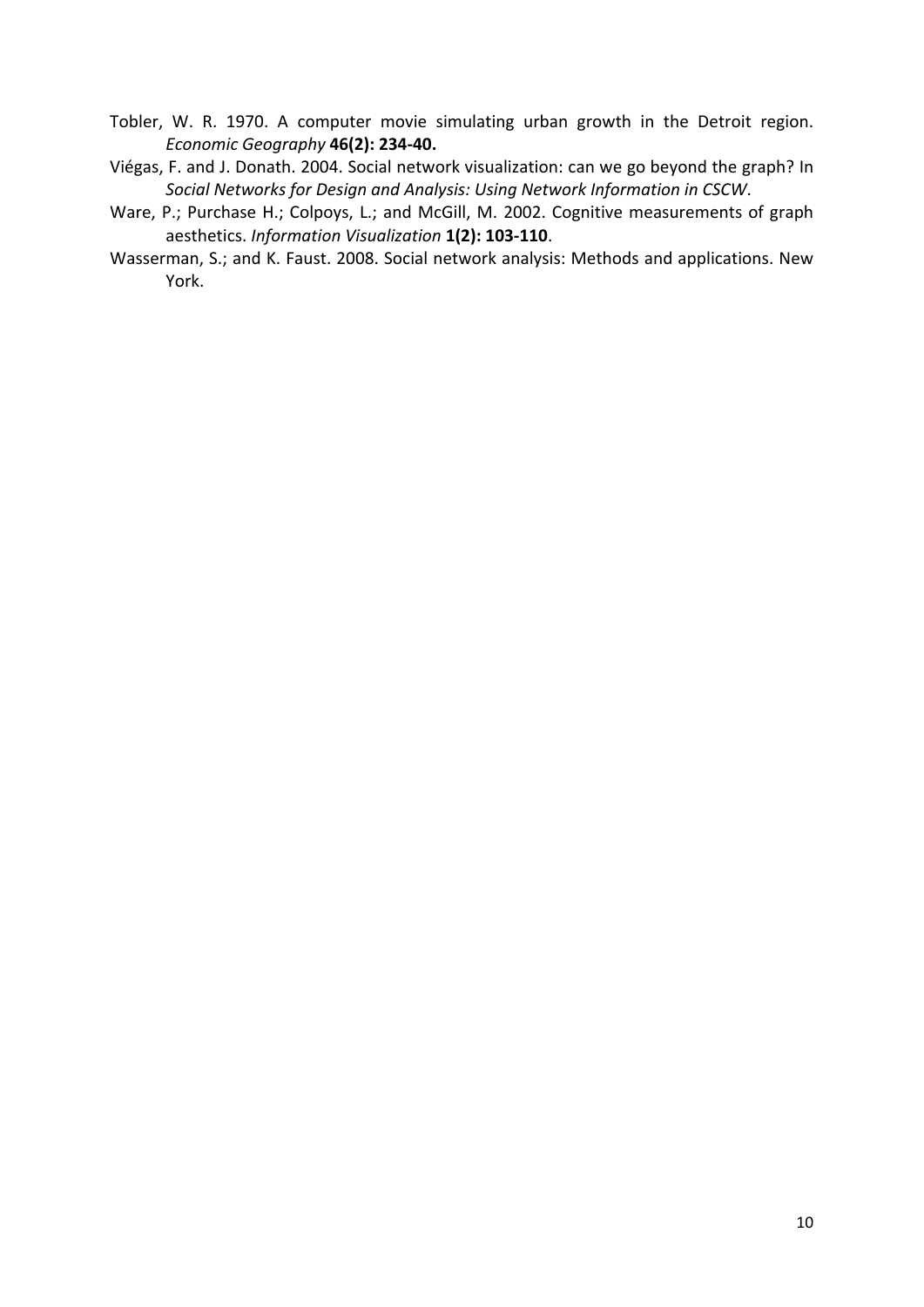Tobler, W. R. 1970. A computer movie simulating urban growth in the Detroit region. *Economic Geography* **46(2): 234-40.**

Viégas, F. and J. Donath. 2004. Social network visualization: can we go beyond the graph? In *Social Networks for Design and Analysis: Using Network Information in CSCW*.

Ware, P.; Purchase H.; Colpoys, L.; and McGill, M. 2002. Cognitive measurements of graph aesthetics. *Information Visualization* **1(2): 103-110**.

Wasserman, S.; and K. Faust. 2008. Social network analysis: Methods and applications. New York.